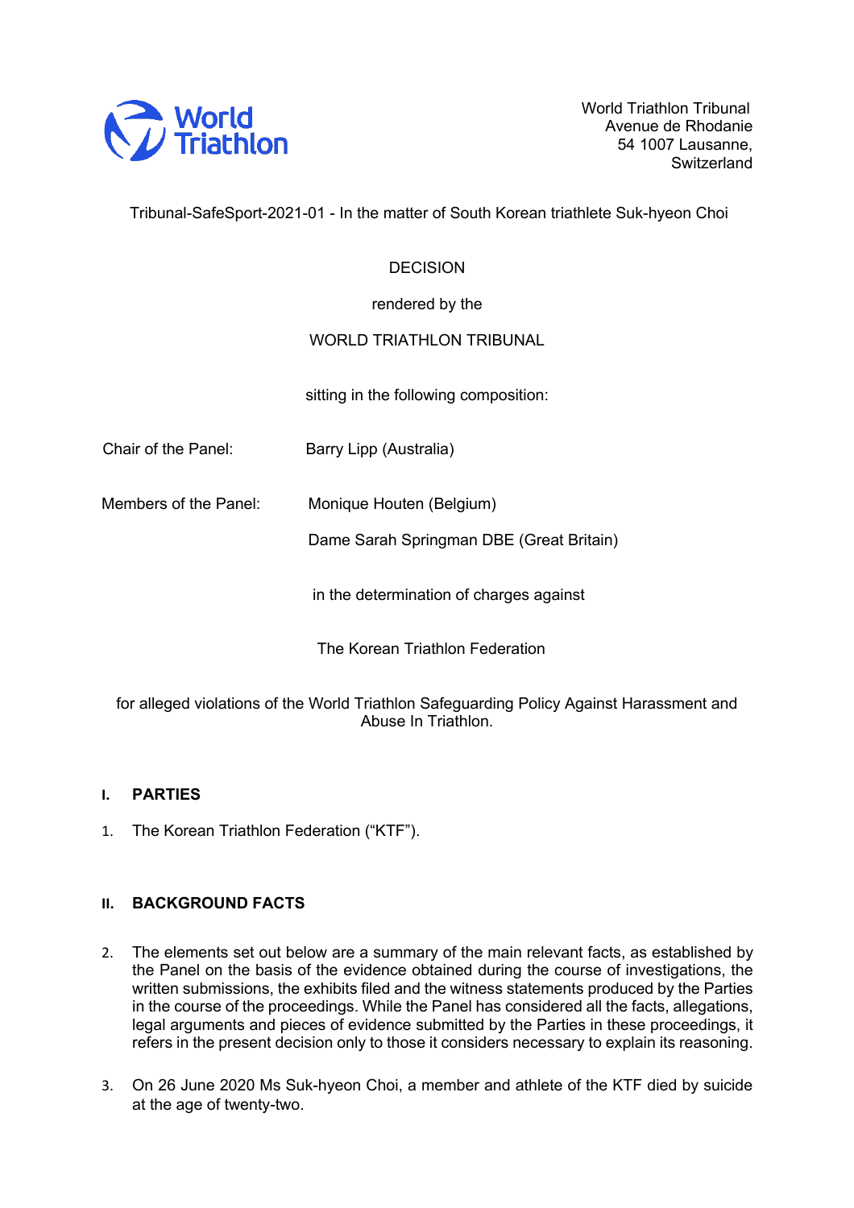World Triathlon Tribunal
Avenue de Rhodanie
54 1007 Lausanne,
Switzerland

Tribunal-SafeSport-2021-01 - In the matter of South Korean triathlete Suk-hyeon Choi

DECISION

rendered by the

WORLD TRIATHLON TRIBUNAL

sitting in the following composition:

Chair of the Panel: Barry Lipp (Australia)

Members of the Panel: Monique Houten (Belgium)

Dame Sarah Springman DBE (Great Britain)

in the determination of charges against

The Korean Triathlon Federation

for alleged violations of the World Triathlon Safeguarding Policy Against Harassment and Abuse In Triathlon.

## I. PARTIES

1. The Korean Triathlon Federation ("KTF").

## II. BACKGROUND FACTS

2. The elements set out below are a summary of the main relevant facts, as established by the Panel on the basis of the evidence obtained during the course of investigations, the written submissions, the exhibits filed and the witness statements produced by the Parties in the course of the proceedings. While the Panel has considered all the facts, allegations, legal arguments and pieces of evidence submitted by the Parties in these proceedings, it refers in the present decision only to those it considers necessary to explain its reasoning.

3. On 26 June 2020 Ms Suk-hyeon Choi, a member and athlete of the KTF died by suicide at the age of twenty-two.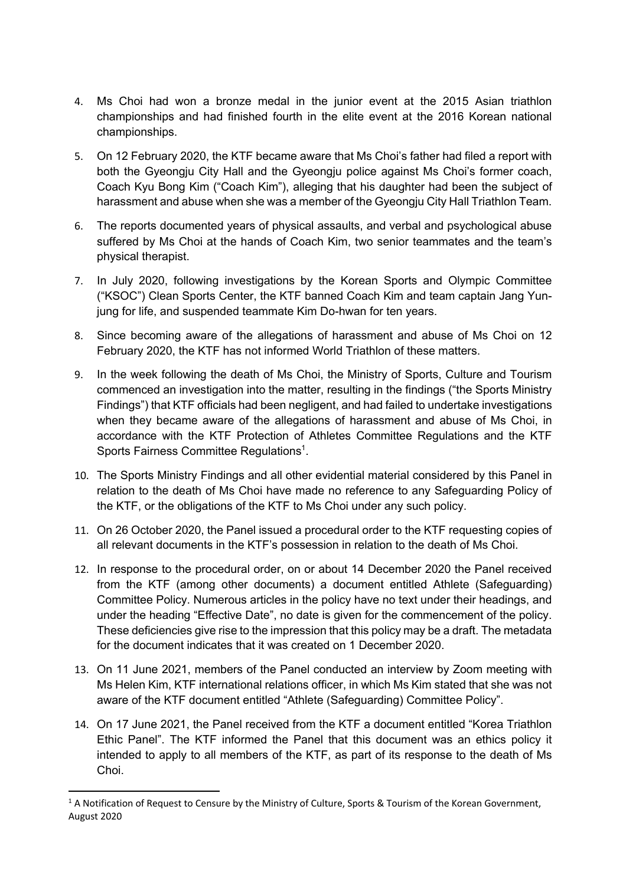4. Ms Choi had won a bronze medal in the junior event at the 2015 Asian triathlon championships and had finished fourth in the elite event at the 2016 Korean national championships.

5. On 12 February 2020, the KTF became aware that Ms Choi's father had filed a report with both the Gyeongju City Hall and the Gyeongju police against Ms Choi's former coach, Coach Kyu Bong Kim ("Coach Kim"), alleging that his daughter had been the subject of harassment and abuse when she was a member of the Gyeongju City Hall Triathlon Team.

6. The reports documented years of physical assaults, and verbal and psychological abuse suffered by Ms Choi at the hands of Coach Kim, two senior teammates and the team's physical therapist.

7. In July 2020, following investigations by the Korean Sports and Olympic Committee ("KSOC") Clean Sports Center, the KTF banned Coach Kim and team captain Jang Yun-jung for life, and suspended teammate Kim Do-hwan for ten years.

8. Since becoming aware of the allegations of harassment and abuse of Ms Choi on 12 February 2020, the KTF has not informed World Triathlon of these matters.

9. In the week following the death of Ms Choi, the Ministry of Sports, Culture and Tourism commenced an investigation into the matter, resulting in the findings ("the Sports Ministry Findings") that KTF officials had been negligent, and had failed to undertake investigations when they became aware of the allegations of harassment and abuse of Ms Choi, in accordance with the KTF Protection of Athletes Committee Regulations and the KTF Sports Fairness Committee Regulations[1].

10. The Sports Ministry Findings and all other evidential material considered by this Panel in relation to the death of Ms Choi have made no reference to any Safeguarding Policy of the KTF, or the obligations of the KTF to Ms Choi under any such policy.

11. On 26 October 2020, the Panel issued a procedural order to the KTF requesting copies of all relevant documents in the KTF's possession in relation to the death of Ms Choi.

12. In response to the procedural order, on or about 14 December 2020 the Panel received from the KTF (among other documents) a document entitled Athlete (Safeguarding) Committee Policy. Numerous articles in the policy have no text under their headings, and under the heading "Effective Date", no date is given for the commencement of the policy. These deficiencies give rise to the impression that this policy may be a draft. The metadata for the document indicates that it was created on 1 December 2020.

13. On 11 June 2021, members of the Panel conducted an interview by Zoom meeting with Ms Helen Kim, KTF international relations officer, in which Ms Kim stated that she was not aware of the KTF document entitled "Athlete (Safeguarding) Committee Policy".

14. On 17 June 2021, the Panel received from the KTF a document entitled "Korea Triathlon Ethic Panel". The KTF informed the Panel that this document was an ethics policy it intended to apply to all members of the KTF, as part of its response to the death of Ms Choi.

---

[1] A Notification of Request to Censure by the Ministry of Culture, Sports & Tourism of the Korean Government, August 2020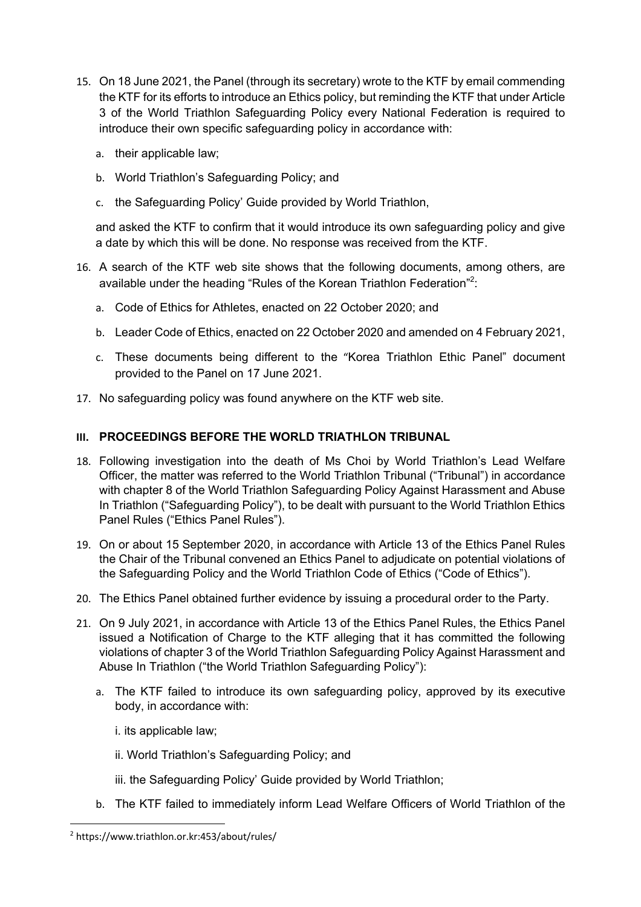15. On 18 June 2021, the Panel (through its secretary) wrote to the KTF by email commending the KTF for its efforts to introduce an Ethics policy, but reminding the KTF that under Article 3 of the World Triathlon Safeguarding Policy every National Federation is required to introduce their own specific safeguarding policy in accordance with:

    a. their applicable law;

    b. World Triathlon's Safeguarding Policy; and

    c. the Safeguarding Policy' Guide provided by World Triathlon,

    and asked the KTF to confirm that it would introduce its own safeguarding policy and give a date by which this will be done. No response was received from the KTF.

16. A search of the KTF web site shows that the following documents, among others, are available under the heading "Rules of the Korean Triathlon Federation"[2]:

    a. Code of Ethics for Athletes, enacted on 22 October 2020; and

    b. Leader Code of Ethics, enacted on 22 October 2020 and amended on 4 February 2021,

    c. These documents being different to the "Korea Triathlon Ethic Panel" document provided to the Panel on 17 June 2021.

17. No safeguarding policy was found anywhere on the KTF web site.

## III. PROCEEDINGS BEFORE THE WORLD TRIATHLON TRIBUNAL

18. Following investigation into the death of Ms Choi by World Triathlon's Lead Welfare Officer, the matter was referred to the World Triathlon Tribunal ("Tribunal") in accordance with chapter 8 of the World Triathlon Safeguarding Policy Against Harassment and Abuse In Triathlon ("Safeguarding Policy"), to be dealt with pursuant to the World Triathlon Ethics Panel Rules ("Ethics Panel Rules").

19. On or about 15 September 2020, in accordance with Article 13 of the Ethics Panel Rules the Chair of the Tribunal convened an Ethics Panel to adjudicate on potential violations of the Safeguarding Policy and the World Triathlon Code of Ethics ("Code of Ethics").

20. The Ethics Panel obtained further evidence by issuing a procedural order to the Party.

21. On 9 July 2021, in accordance with Article 13 of the Ethics Panel Rules, the Ethics Panel issued a Notification of Charge to the KTF alleging that it has committed the following violations of chapter 3 of the World Triathlon Safeguarding Policy Against Harassment and Abuse In Triathlon ("the World Triathlon Safeguarding Policy"):

    a. The KTF failed to introduce its own safeguarding policy, approved by its executive body, in accordance with:

        i. its applicable law;

        ii. World Triathlon's Safeguarding Policy; and

        iii. the Safeguarding Policy' Guide provided by World Triathlon;

    b. The KTF failed to immediately inform Lead Welfare Officers of World Triathlon of the

---

[2] https://www.triathlon.or.kr:453/about/rules/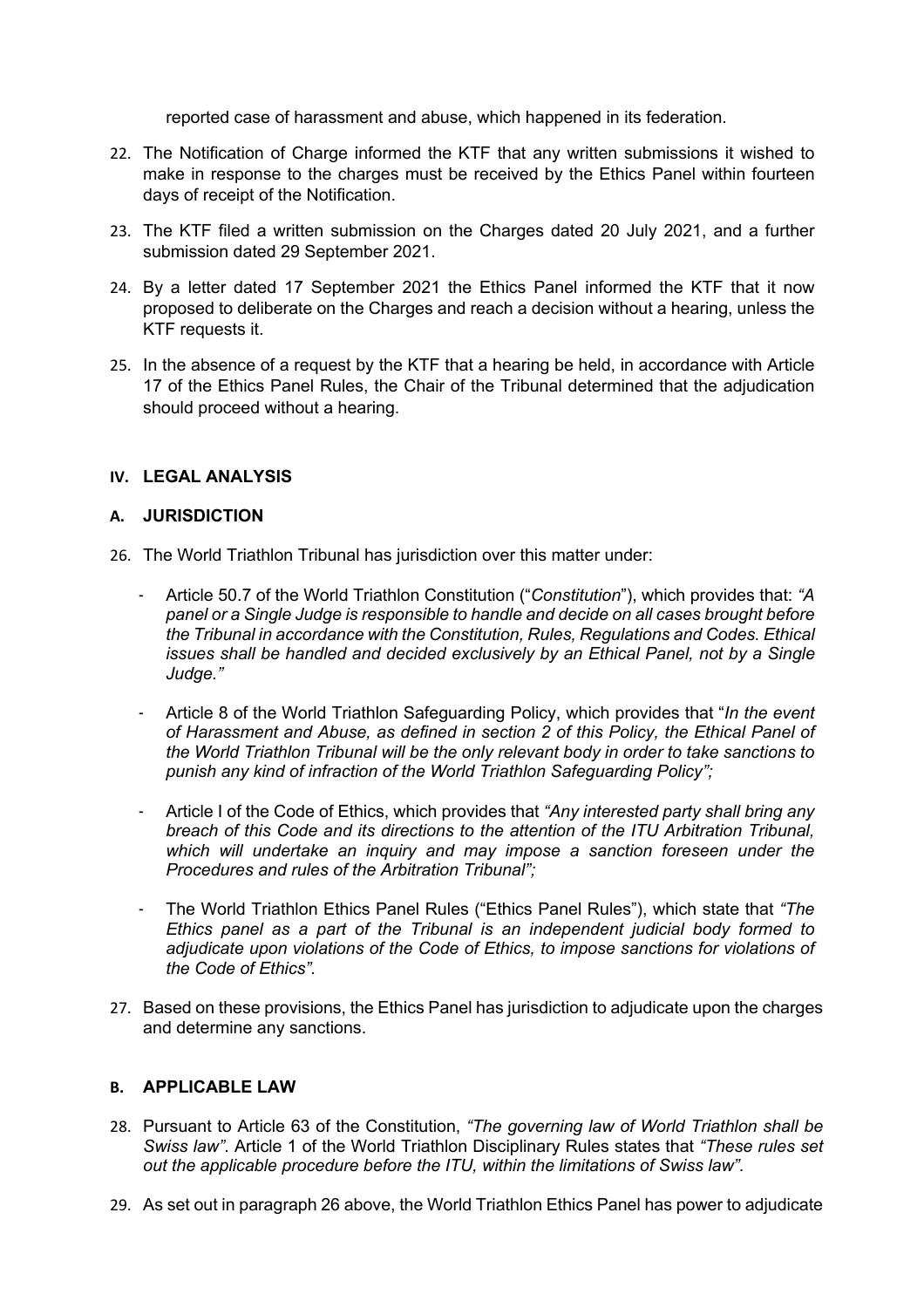reported case of harassment and abuse, which happened in its federation.

22. The Notification of Charge informed the KTF that any written submissions it wished to make in response to the charges must be received by the Ethics Panel within fourteen days of receipt of the Notification.

23. The KTF filed a written submission on the Charges dated 20 July 2021, and a further submission dated 29 September 2021.

24. By a letter dated 17 September 2021 the Ethics Panel informed the KTF that it now proposed to deliberate on the Charges and reach a decision without a hearing, unless the KTF requests it.

25. In the absence of a request by the KTF that a hearing be held, in accordance with Article 17 of the Ethics Panel Rules, the Chair of the Tribunal determined that the adjudication should proceed without a hearing.

## IV. LEGAL ANALYSIS

### A. JURISDICTION

26. The World Triathlon Tribunal has jurisdiction over this matter under:

    - Article 50.7 of the World Triathlon Constitution ("*Constitution*"), which provides that: *"A panel or a Single Judge is responsible to handle and decide on all cases brought before the Tribunal in accordance with the Constitution, Rules, Regulations and Codes. Ethical issues shall be handled and decided exclusively by an Ethical Panel, not by a Single Judge."*

    - Article 8 of the World Triathlon Safeguarding Policy, which provides that "*In the event of Harassment and Abuse, as defined in section 2 of this Policy, the Ethical Panel of the World Triathlon Tribunal will be the only relevant body in order to take sanctions to punish any kind of infraction of the World Triathlon Safeguarding Policy";*

    - Article I of the Code of Ethics, which provides that *"Any interested party shall bring any breach of this Code and its directions to the attention of the ITU Arbitration Tribunal, which will undertake an inquiry and may impose a sanction foreseen under the Procedures and rules of the Arbitration Tribunal";*

    - The World Triathlon Ethics Panel Rules ("Ethics Panel Rules"), which state that *"The Ethics panel as a part of the Tribunal is an independent judicial body formed to adjudicate upon violations of the Code of Ethics, to impose sanctions for violations of the Code of Ethics"*.

27. Based on these provisions, the Ethics Panel has jurisdiction to adjudicate upon the charges and determine any sanctions.

### B. APPLICABLE LAW

28. Pursuant to Article 63 of the Constitution, *"The governing law of World Triathlon shall be Swiss law"*. Article 1 of the World Triathlon Disciplinary Rules states that *"These rules set out the applicable procedure before the ITU, within the limitations of Swiss law"*.

29. As set out in paragraph 26 above, the World Triathlon Ethics Panel has power to adjudicate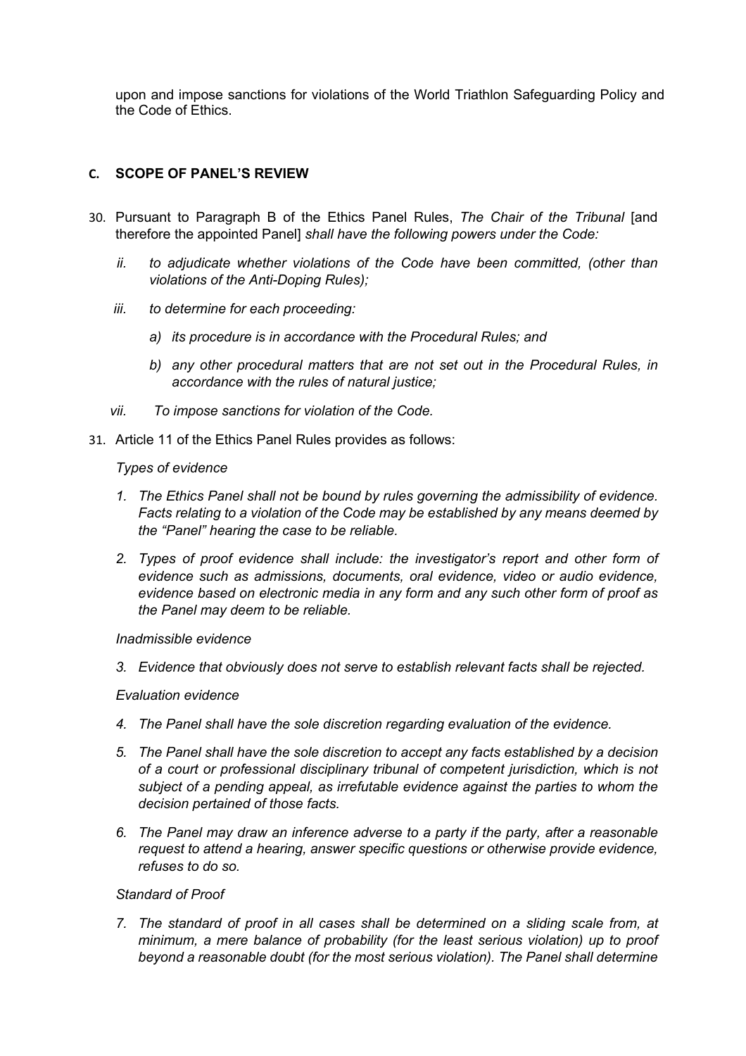upon and impose sanctions for violations of the World Triathlon Safeguarding Policy and the Code of Ethics.

## C. SCOPE OF PANEL'S REVIEW

30. Pursuant to Paragraph B of the Ethics Panel Rules, *The Chair of the Tribunal* [and therefore the appointed Panel] *shall have the following powers under the Code:*

    *ii. to adjudicate whether violations of the Code have been committed, (other than violations of the Anti-Doping Rules);*

    *iii. to determine for each proceeding:*

    *a) its procedure is in accordance with the Procedural Rules; and*

    *b) any other procedural matters that are not set out in the Procedural Rules, in accordance with the rules of natural justice;*

    *vii. To impose sanctions for violation of the Code.*

31. Article 11 of the Ethics Panel Rules provides as follows:

    *Types of evidence*

    *1. The Ethics Panel shall not be bound by rules governing the admissibility of evidence. Facts relating to a violation of the Code may be established by any means deemed by the "Panel" hearing the case to be reliable.*

    *2. Types of proof evidence shall include: the investigator's report and other form of evidence such as admissions, documents, oral evidence, video or audio evidence, evidence based on electronic media in any form and any such other form of proof as the Panel may deem to be reliable.*

    *Inadmissible evidence*

    *3. Evidence that obviously does not serve to establish relevant facts shall be rejected.*

    *Evaluation evidence*

    *4. The Panel shall have the sole discretion regarding evaluation of the evidence.*

    *5. The Panel shall have the sole discretion to accept any facts established by a decision of a court or professional disciplinary tribunal of competent jurisdiction, which is not subject of a pending appeal, as irrefutable evidence against the parties to whom the decision pertained of those facts.*

    *6. The Panel may draw an inference adverse to a party if the party, after a reasonable request to attend a hearing, answer specific questions or otherwise provide evidence, refuses to do so.*

    *Standard of Proof*

    *7. The standard of proof in all cases shall be determined on a sliding scale from, at minimum, a mere balance of probability (for the least serious violation) up to proof beyond a reasonable doubt (for the most serious violation). The Panel shall determine*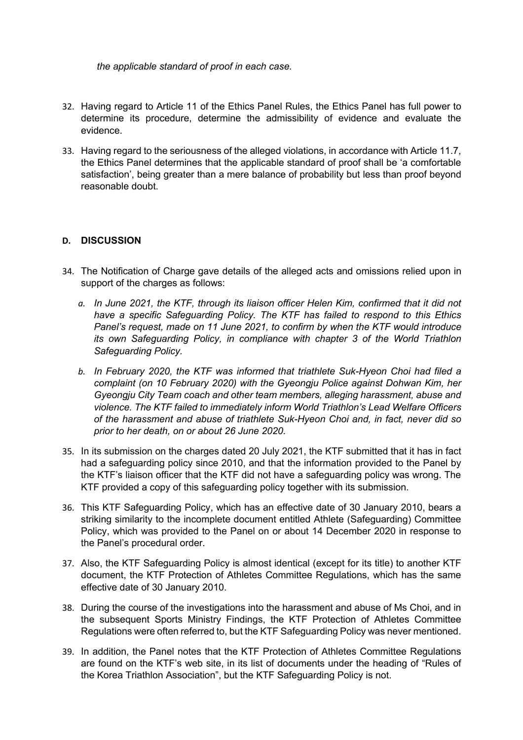*the applicable standard of proof in each case.*

32. Having regard to Article 11 of the Ethics Panel Rules, the Ethics Panel has full power to determine its procedure, determine the admissibility of evidence and evaluate the evidence.

33. Having regard to the seriousness of the alleged violations, in accordance with Article 11.7, the Ethics Panel determines that the applicable standard of proof shall be 'a comfortable satisfaction', being greater than a mere balance of probability but less than proof beyond reasonable doubt.

## D. DISCUSSION

34. The Notification of Charge gave details of the alleged acts and omissions relied upon in support of the charges as follows:

    a. *In June 2021, the KTF, through its liaison officer Helen Kim, confirmed that it did not have a specific Safeguarding Policy. The KTF has failed to respond to this Ethics Panel's request, made on 11 June 2021, to confirm by when the KTF would introduce its own Safeguarding Policy, in compliance with chapter 3 of the World Triathlon Safeguarding Policy.*

    b. *In February 2020, the KTF was informed that triathlete Suk-Hyeon Choi had filed a complaint (on 10 February 2020) with the Gyeongju Police against Dohwan Kim, her Gyeongju City Team coach and other team members, alleging harassment, abuse and violence. The KTF failed to immediately inform World Triathlon's Lead Welfare Officers of the harassment and abuse of triathlete Suk-Hyeon Choi and, in fact, never did so prior to her death, on or about 26 June 2020.*

35. In its submission on the charges dated 20 July 2021, the KTF submitted that it has in fact had a safeguarding policy since 2010, and that the information provided to the Panel by the KTF's liaison officer that the KTF did not have a safeguarding policy was wrong. The KTF provided a copy of this safeguarding policy together with its submission.

36. This KTF Safeguarding Policy, which has an effective date of 30 January 2010, bears a striking similarity to the incomplete document entitled Athlete (Safeguarding) Committee Policy, which was provided to the Panel on or about 14 December 2020 in response to the Panel's procedural order.

37. Also, the KTF Safeguarding Policy is almost identical (except for its title) to another KTF document, the KTF Protection of Athletes Committee Regulations, which has the same effective date of 30 January 2010.

38. During the course of the investigations into the harassment and abuse of Ms Choi, and in the subsequent Sports Ministry Findings, the KTF Protection of Athletes Committee Regulations were often referred to, but the KTF Safeguarding Policy was never mentioned.

39. In addition, the Panel notes that the KTF Protection of Athletes Committee Regulations are found on the KTF's web site, in its list of documents under the heading of "Rules of the Korea Triathlon Association", but the KTF Safeguarding Policy is not.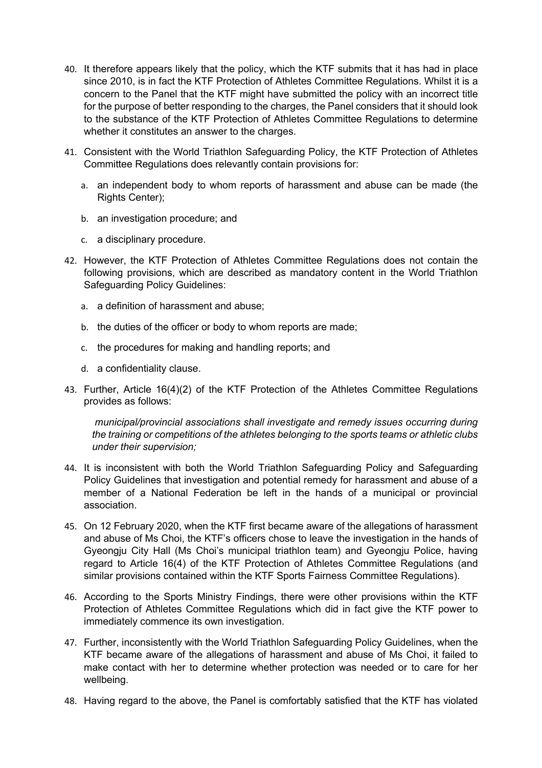40. It therefore appears likely that the policy, which the KTF submits that it has had in place since 2010, is in fact the KTF Protection of Athletes Committee Regulations. Whilst it is a concern to the Panel that the KTF might have submitted the policy with an incorrect title for the purpose of better responding to the charges, the Panel considers that it should look to the substance of the KTF Protection of Athletes Committee Regulations to determine whether it constitutes an answer to the charges.

41. Consistent with the World Triathlon Safeguarding Policy, the KTF Protection of Athletes Committee Regulations does relevantly contain provisions for:

    a. an independent body to whom reports of harassment and abuse can be made (the Rights Center);

    b. an investigation procedure; and

    c. a disciplinary procedure.

42. However, the KTF Protection of Athletes Committee Regulations does not contain the following provisions, which are described as mandatory content in the World Triathlon Safeguarding Policy Guidelines:

    a. a definition of harassment and abuse;

    b. the duties of the officer or body to whom reports are made;

    c. the procedures for making and handling reports; and

    d. a confidentiality clause.

43. Further, Article 16(4)(2) of the KTF Protection of the Athletes Committee Regulations provides as follows:

    *municipal/provincial associations shall investigate and remedy issues occurring during the training or competitions of the athletes belonging to the sports teams or athletic clubs under their supervision;*

44. It is inconsistent with both the World Triathlon Safeguarding Policy and Safeguarding Policy Guidelines that investigation and potential remedy for harassment and abuse of a member of a National Federation be left in the hands of a municipal or provincial association.

45. On 12 February 2020, when the KTF first became aware of the allegations of harassment and abuse of Ms Choi, the KTF's officers chose to leave the investigation in the hands of Gyeongju City Hall (Ms Choi's municipal triathlon team) and Gyeongju Police, having regard to Article 16(4) of the KTF Protection of Athletes Committee Regulations (and similar provisions contained within the KTF Sports Fairness Committee Regulations).

46. According to the Sports Ministry Findings, there were other provisions within the KTF Protection of Athletes Committee Regulations which did in fact give the KTF power to immediately commence its own investigation.

47. Further, inconsistently with the World Triathlon Safeguarding Policy Guidelines, when the KTF became aware of the allegations of harassment and abuse of Ms Choi, it failed to make contact with her to determine whether protection was needed or to care for her wellbeing.

48. Having regard to the above, the Panel is comfortably satisfied that the KTF has violated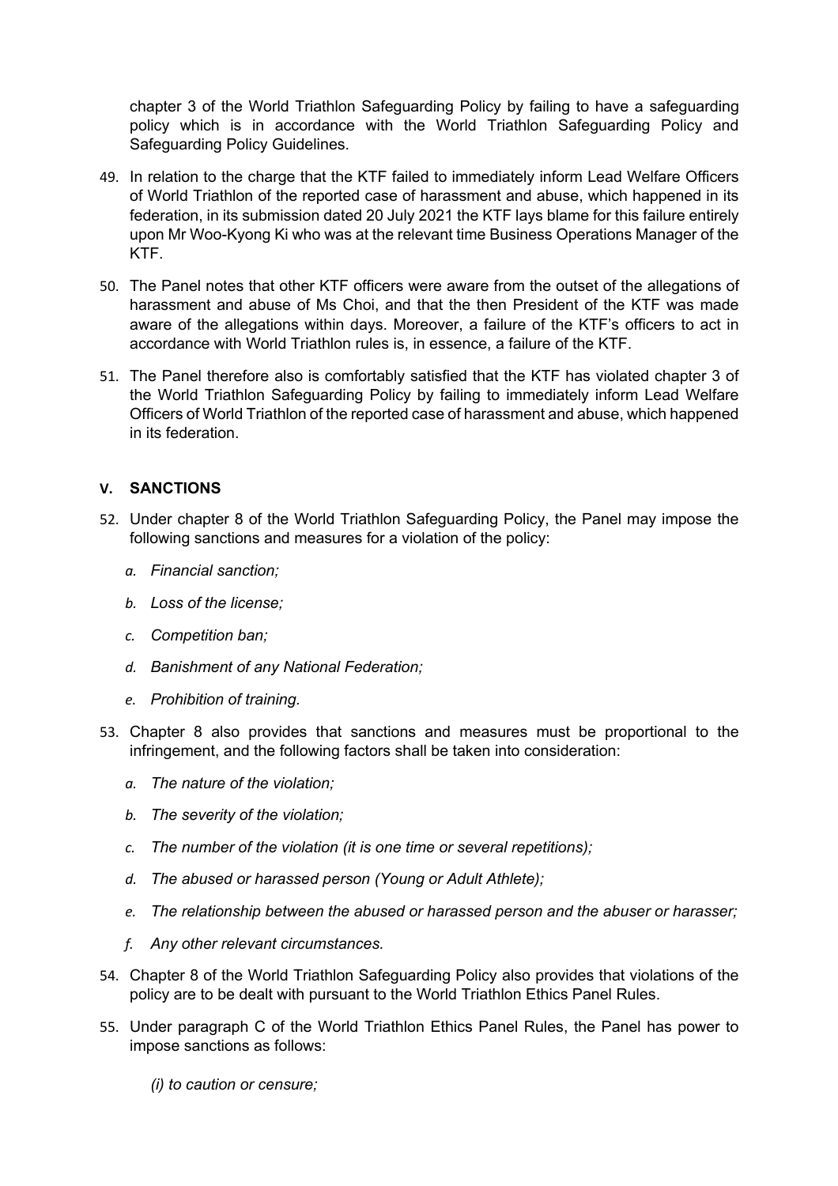chapter 3 of the World Triathlon Safeguarding Policy by failing to have a safeguarding policy which is in accordance with the World Triathlon Safeguarding Policy and Safeguarding Policy Guidelines.

49. In relation to the charge that the KTF failed to immediately inform Lead Welfare Officers of World Triathlon of the reported case of harassment and abuse, which happened in its federation, in its submission dated 20 July 2021 the KTF lays blame for this failure entirely upon Mr Woo-Kyong Ki who was at the relevant time Business Operations Manager of the KTF.

50. The Panel notes that other KTF officers were aware from the outset of the allegations of harassment and abuse of Ms Choi, and that the then President of the KTF was made aware of the allegations within days. Moreover, a failure of the KTF's officers to act in accordance with World Triathlon rules is, in essence, a failure of the KTF.

51. The Panel therefore also is comfortably satisfied that the KTF has violated chapter 3 of the World Triathlon Safeguarding Policy by failing to immediately inform Lead Welfare Officers of World Triathlon of the reported case of harassment and abuse, which happened in its federation.

## V. SANCTIONS

52. Under chapter 8 of the World Triathlon Safeguarding Policy, the Panel may impose the following sanctions and measures for a violation of the policy:

    *a. Financial sanction;*

    *b. Loss of the license;*

    *c. Competition ban;*

    *d. Banishment of any National Federation;*

    *e. Prohibition of training.*

53. Chapter 8 also provides that sanctions and measures must be proportional to the infringement, and the following factors shall be taken into consideration:

    *a. The nature of the violation;*

    *b. The severity of the violation;*

    *c. The number of the violation (it is one time or several repetitions);*

    *d. The abused or harassed person (Young or Adult Athlete);*

    *e. The relationship between the abused or harassed person and the abuser or harasser;*

    *f. Any other relevant circumstances.*

54. Chapter 8 of the World Triathlon Safeguarding Policy also provides that violations of the policy are to be dealt with pursuant to the World Triathlon Ethics Panel Rules.

55. Under paragraph C of the World Triathlon Ethics Panel Rules, the Panel has power to impose sanctions as follows:

    *(i) to caution or censure;*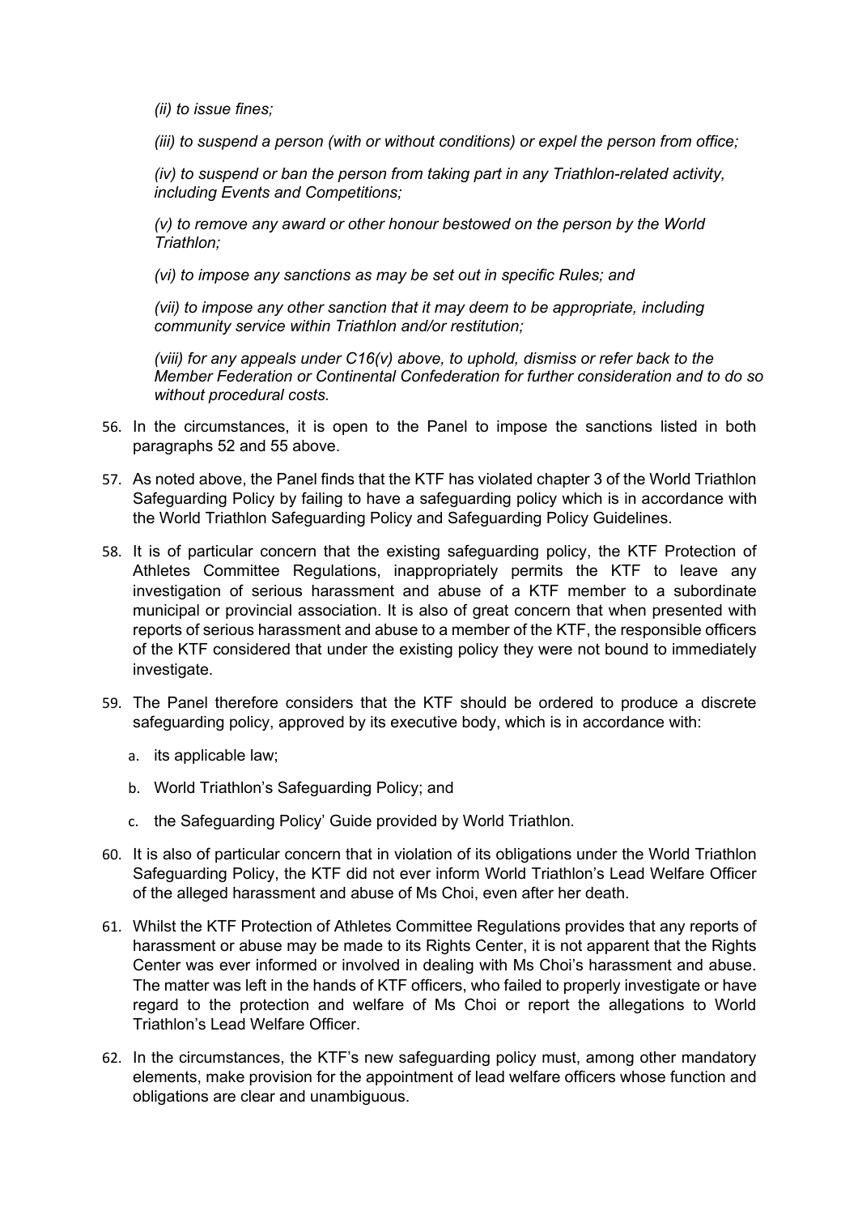*(ii) to issue fines;*

*(iii) to suspend a person (with or without conditions) or expel the person from office;*

*(iv) to suspend or ban the person from taking part in any Triathlon-related activity, including Events and Competitions;*

*(v) to remove any award or other honour bestowed on the person by the World Triathlon;*

*(vi) to impose any sanctions as may be set out in specific Rules; and*

*(vii) to impose any other sanction that it may deem to be appropriate, including community service within Triathlon and/or restitution;*

*(viii) for any appeals under C16(v) above, to uphold, dismiss or refer back to the Member Federation or Continental Confederation for further consideration and to do so without procedural costs.*

56. In the circumstances, it is open to the Panel to impose the sanctions listed in both paragraphs 52 and 55 above.

57. As noted above, the Panel finds that the KTF has violated chapter 3 of the World Triathlon Safeguarding Policy by failing to have a safeguarding policy which is in accordance with the World Triathlon Safeguarding Policy and Safeguarding Policy Guidelines.

58. It is of particular concern that the existing safeguarding policy, the KTF Protection of Athletes Committee Regulations, inappropriately permits the KTF to leave any investigation of serious harassment and abuse of a KTF member to a subordinate municipal or provincial association. It is also of great concern that when presented with reports of serious harassment and abuse to a member of the KTF, the responsible officers of the KTF considered that under the existing policy they were not bound to immediately investigate.

59. The Panel therefore considers that the KTF should be ordered to produce a discrete safeguarding policy, approved by its executive body, which is in accordance with:

    a. its applicable law;

    b. World Triathlon's Safeguarding Policy; and

    c. the Safeguarding Policy' Guide provided by World Triathlon.

60. It is also of particular concern that in violation of its obligations under the World Triathlon Safeguarding Policy, the KTF did not ever inform World Triathlon's Lead Welfare Officer of the alleged harassment and abuse of Ms Choi, even after her death.

61. Whilst the KTF Protection of Athletes Committee Regulations provides that any reports of harassment or abuse may be made to its Rights Center, it is not apparent that the Rights Center was ever informed or involved in dealing with Ms Choi's harassment and abuse. The matter was left in the hands of KTF officers, who failed to properly investigate or have regard to the protection and welfare of Ms Choi or report the allegations to World Triathlon's Lead Welfare Officer.

62. In the circumstances, the KTF's new safeguarding policy must, among other mandatory elements, make provision for the appointment of lead welfare officers whose function and obligations are clear and unambiguous.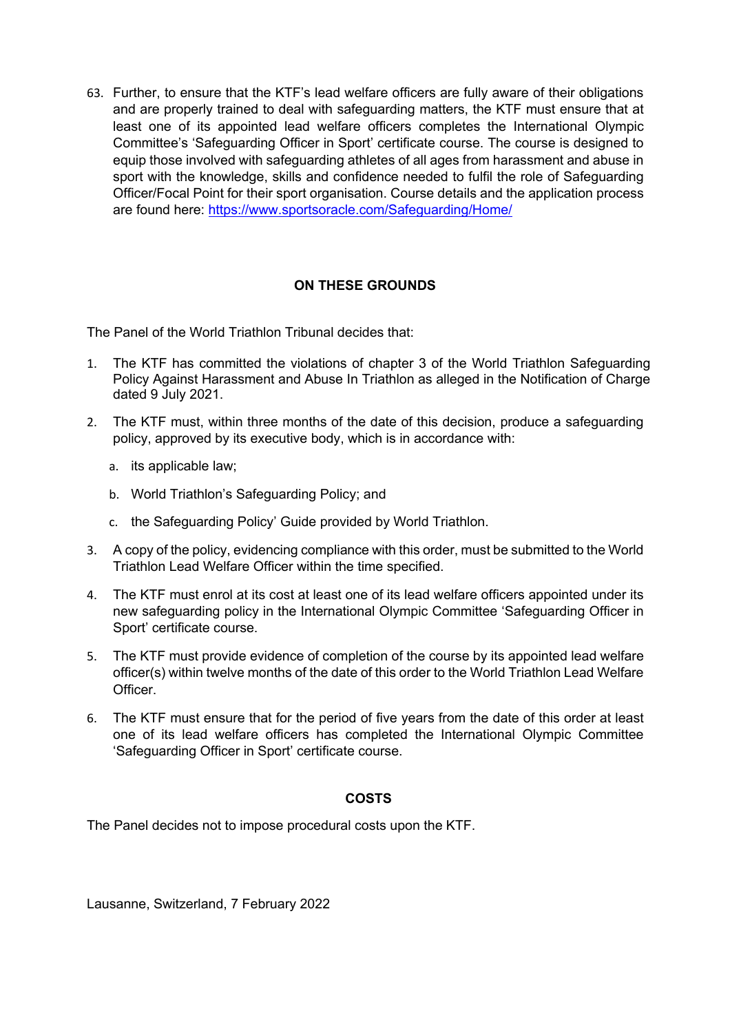63. Further, to ensure that the KTF's lead welfare officers are fully aware of their obligations and are properly trained to deal with safeguarding matters, the KTF must ensure that at least one of its appointed lead welfare officers completes the International Olympic Committee's 'Safeguarding Officer in Sport' certificate course. The course is designed to equip those involved with safeguarding athletes of all ages from harassment and abuse in sport with the knowledge, skills and confidence needed to fulfil the role of Safeguarding Officer/Focal Point for their sport organisation. Course details and the application process are found here: [https://www.sportsoracle.com/Safeguarding/Home/](https://www.sportsoracle.com/Safeguarding/Home/)

## ON THESE GROUNDS

The Panel of the World Triathlon Tribunal decides that:

1. The KTF has committed the violations of chapter 3 of the World Triathlon Safeguarding Policy Against Harassment and Abuse In Triathlon as alleged in the Notification of Charge dated 9 July 2021.
2. The KTF must, within three months of the date of this decision, produce a safeguarding policy, approved by its executive body, which is in accordance with:
   a. its applicable law;
   b. World Triathlon's Safeguarding Policy; and
   c. the Safeguarding Policy' Guide provided by World Triathlon.
3. A copy of the policy, evidencing compliance with this order, must be submitted to the World Triathlon Lead Welfare Officer within the time specified.
4. The KTF must enrol at its cost at least one of its lead welfare officers appointed under its new safeguarding policy in the International Olympic Committee 'Safeguarding Officer in Sport' certificate course.
5. The KTF must provide evidence of completion of the course by its appointed lead welfare officer(s) within twelve months of the date of this order to the World Triathlon Lead Welfare Officer.
6. The KTF must ensure that for the period of five years from the date of this order at least one of its lead welfare officers has completed the International Olympic Committee 'Safeguarding Officer in Sport' certificate course.

## COSTS

The Panel decides not to impose procedural costs upon the KTF.

Lausanne, Switzerland, 7 February 2022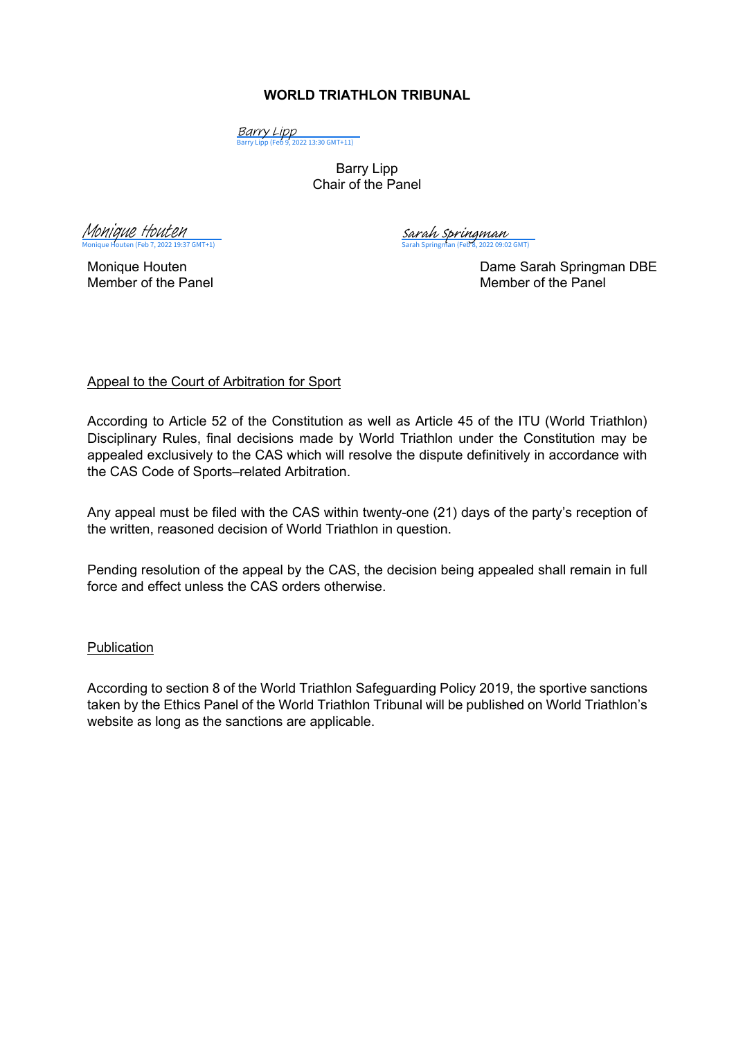**WORLD TRIATHLON TRIBUNAL**

Barry Lipp
Barry Lipp (Feb 9, 2022 13:30 GMT+11)

Barry Lipp
Chair of the Panel

Monique Houten
Monique Houten (Feb 7, 2022 19:37 GMT+1)

Monique Houten
Member of the Panel

Sarah Springman
Sarah Springman (Feb 8, 2022 09:02 GMT)

Dame Sarah Springman DBE
Member of the Panel

<u>Appeal to the Court of Arbitration for Sport</u>

According to Article 52 of the Constitution as well as Article 45 of the ITU (World Triathlon) Disciplinary Rules, final decisions made by World Triathlon under the Constitution may be appealed exclusively to the CAS which will resolve the dispute definitively in accordance with the CAS Code of Sports–related Arbitration.

Any appeal must be filed with the CAS within twenty-one (21) days of the party's reception of the written, reasoned decision of World Triathlon in question.

Pending resolution of the appeal by the CAS, the decision being appealed shall remain in full force and effect unless the CAS orders otherwise.

<u>Publication</u>

According to section 8 of the World Triathlon Safeguarding Policy 2019, the sportive sanctions taken by the Ethics Panel of the World Triathlon Tribunal will be published on World Triathlon's website as long as the sanctions are applicable.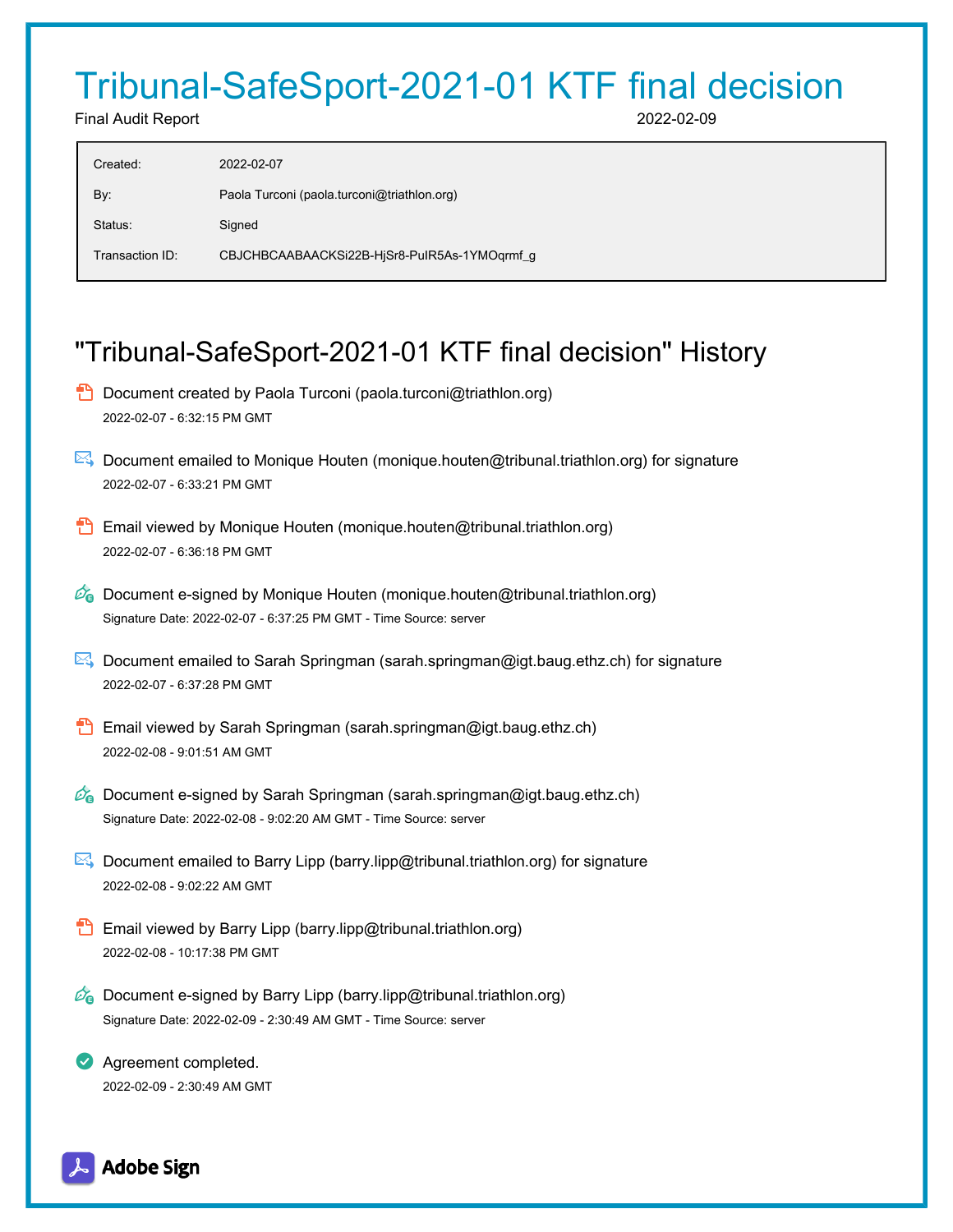# Tribunal-SafeSport-2021-01 KTF final decision

Final Audit Report 2022-02-09

| | |
|---|---|
| Created: | 2022-02-07 |
| By: | Paola Turconi (paola.turconi@triathlon.org) |
| Status: | Signed |
| Transaction ID: | CBJCHBCAABAACKSi22B-HjSr8-PuIR5As-1YMOqrmf_g |

## "Tribunal-SafeSport-2021-01 KTF final decision" History

- Document created by Paola Turconi (paola.turconi@triathlon.org)
  2022-02-07 - 6:32:15 PM GMT

- Document emailed to Monique Houten (monique.houten@tribunal.triathlon.org) for signature
  2022-02-07 - 6:33:21 PM GMT

- Email viewed by Monique Houten (monique.houten@tribunal.triathlon.org)
  2022-02-07 - 6:36:18 PM GMT

- Document e-signed by Monique Houten (monique.houten@tribunal.triathlon.org)
  Signature Date: 2022-02-07 - 6:37:25 PM GMT - Time Source: server

- Document emailed to Sarah Springman (sarah.springman@igt.baug.ethz.ch) for signature
  2022-02-07 - 6:37:28 PM GMT

- Email viewed by Sarah Springman (sarah.springman@igt.baug.ethz.ch)
  2022-02-08 - 9:01:51 AM GMT

- Document e-signed by Sarah Springman (sarah.springman@igt.baug.ethz.ch)
  Signature Date: 2022-02-08 - 9:02:20 AM GMT - Time Source: server

- Document emailed to Barry Lipp (barry.lipp@tribunal.triathlon.org) for signature
  2022-02-08 - 9:02:22 AM GMT

- Email viewed by Barry Lipp (barry.lipp@tribunal.triathlon.org)
  2022-02-08 - 10:17:38 PM GMT

- Document e-signed by Barry Lipp (barry.lipp@tribunal.triathlon.org)
  Signature Date: 2022-02-09 - 2:30:49 AM GMT - Time Source: server

- Agreement completed.
  2022-02-09 - 2:30:49 AM GMT

Adobe Sign